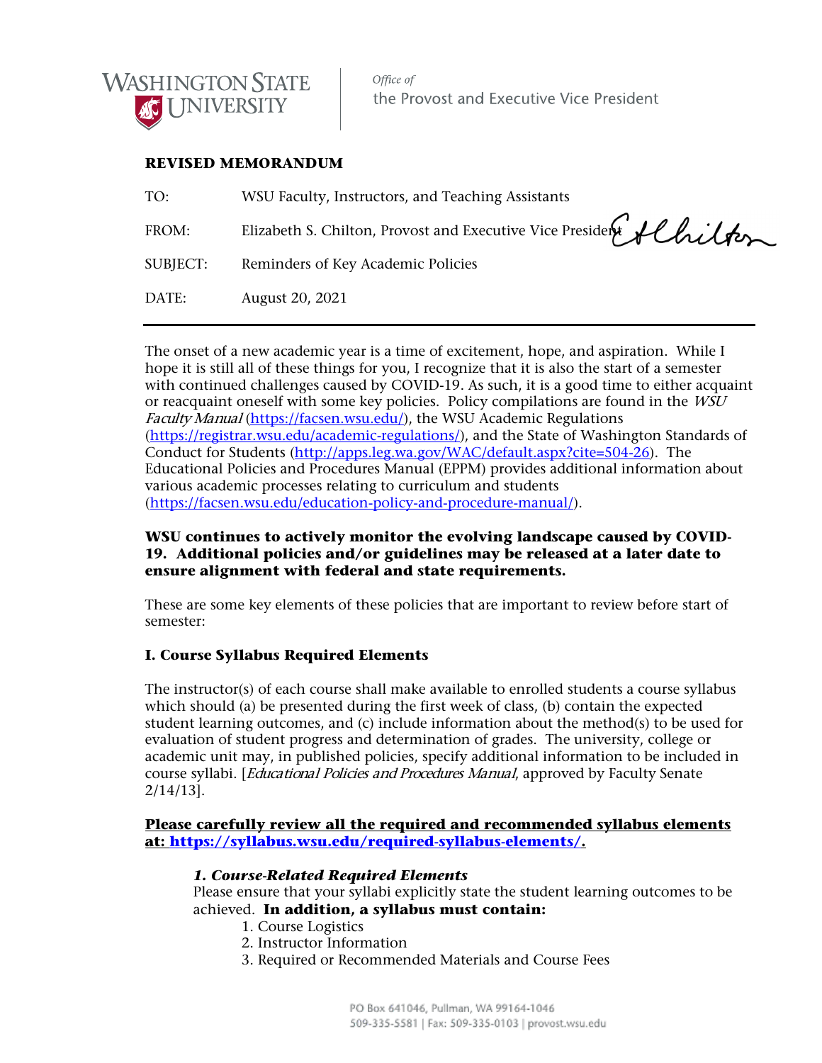Washington State University

*Office of*
the Provost and Executive Vice President

**REVISED MEMORANDUM**

TO: WSU Faculty, Instructors, and Teaching Assistants

FROM: Elizabeth S. Chilton, Provost and Executive Vice President

SUBJECT: Reminders of Key Academic Policies

DATE: August 20, 2021

---

The onset of a new academic year is a time of excitement, hope, and aspiration. While I hope it is still all of these things for you, I recognize that it is also the start of a semester with continued challenges caused by COVID-19. As such, it is a good time to either acquaint or reacquaint oneself with some key policies. Policy compilations are found in the *WSU Faculty Manual* (https://facsen.wsu.edu/), the WSU Academic Regulations (https://registrar.wsu.edu/academic-regulations/), and the State of Washington Standards of Conduct for Students (http://apps.leg.wa.gov/WAC/default.aspx?cite=504-26). The Educational Policies and Procedures Manual (EPPM) provides additional information about various academic processes relating to curriculum and students (https://facsen.wsu.edu/education-policy-and-procedure-manual/).

**WSU continues to actively monitor the evolving landscape caused by COVID-19. Additional policies and/or guidelines may be released at a later date to ensure alignment with federal and state requirements.**

These are some key elements of these policies that are important to review before start of semester:

## I. Course Syllabus Required Elements

The instructor(s) of each course shall make available to enrolled students a course syllabus which should (a) be presented during the first week of class, (b) contain the expected student learning outcomes, and (c) include information about the method(s) to be used for evaluation of student progress and determination of grades. The university, college or academic unit may, in published policies, specify additional information to be included in course syllabi. [*Educational Policies and Procedures Manual*, approved by Faculty Senate 2/14/13].

**Please carefully review all the required and recommended syllabus elements at: https://syllabus.wsu.edu/required-syllabus-elements/.**

### *1. Course-Related Required Elements*

Please ensure that your syllabi explicitly state the student learning outcomes to be achieved. **In addition, a syllabus must contain:**

1. Course Logistics
2. Instructor Information
3. Required or Recommended Materials and Course Fees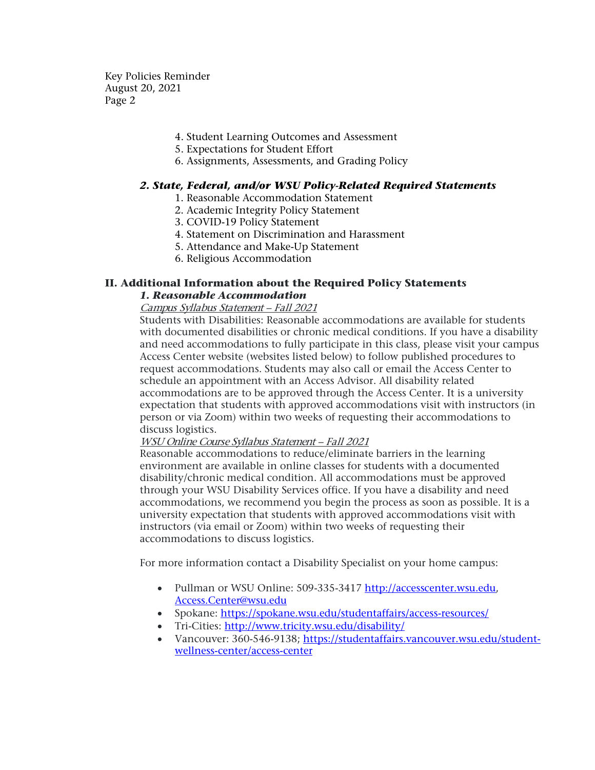4. Student Learning Outcomes and Assessment
5. Expectations for Student Effort
6. Assignments, Assessments, and Grading Policy

### *2. State, Federal, and/or WSU Policy-Related Required Statements*

1. Reasonable Accommodation Statement
2. Academic Integrity Policy Statement
3. COVID-19 Policy Statement
4. Statement on Discrimination and Harassment
5. Attendance and Make-Up Statement
6. Religious Accommodation

## II. Additional Information about the Required Policy Statements

### *1. Reasonable Accommodation*

*Campus Syllabus Statement – Fall 2021*

Students with Disabilities: Reasonable accommodations are available for students with documented disabilities or chronic medical conditions. If you have a disability and need accommodations to fully participate in this class, please visit your campus Access Center website (websites listed below) to follow published procedures to request accommodations. Students may also call or email the Access Center to schedule an appointment with an Access Advisor. All disability related accommodations are to be approved through the Access Center. It is a university expectation that students with approved accommodations visit with instructors (in person or via Zoom) within two weeks of requesting their accommodations to discuss logistics.

*WSU Online Course Syllabus Statement – Fall 2021*

Reasonable accommodations to reduce/eliminate barriers in the learning environment are available in online classes for students with a documented disability/chronic medical condition. All accommodations must be approved through your WSU Disability Services office. If you have a disability and need accommodations, we recommend you begin the process as soon as possible. It is a university expectation that students with approved accommodations visit with instructors (via email or Zoom) within two weeks of requesting their accommodations to discuss logistics.

For more information contact a Disability Specialist on your home campus:

- Pullman or WSU Online: 509-335-3417 http://accesscenter.wsu.edu, Access.Center@wsu.edu
- Spokane: https://spokane.wsu.edu/studentaffairs/access-resources/
- Tri-Cities: http://www.tricity.wsu.edu/disability/
- Vancouver: 360-546-9138; https://studentaffairs.vancouver.wsu.edu/student-wellness-center/access-center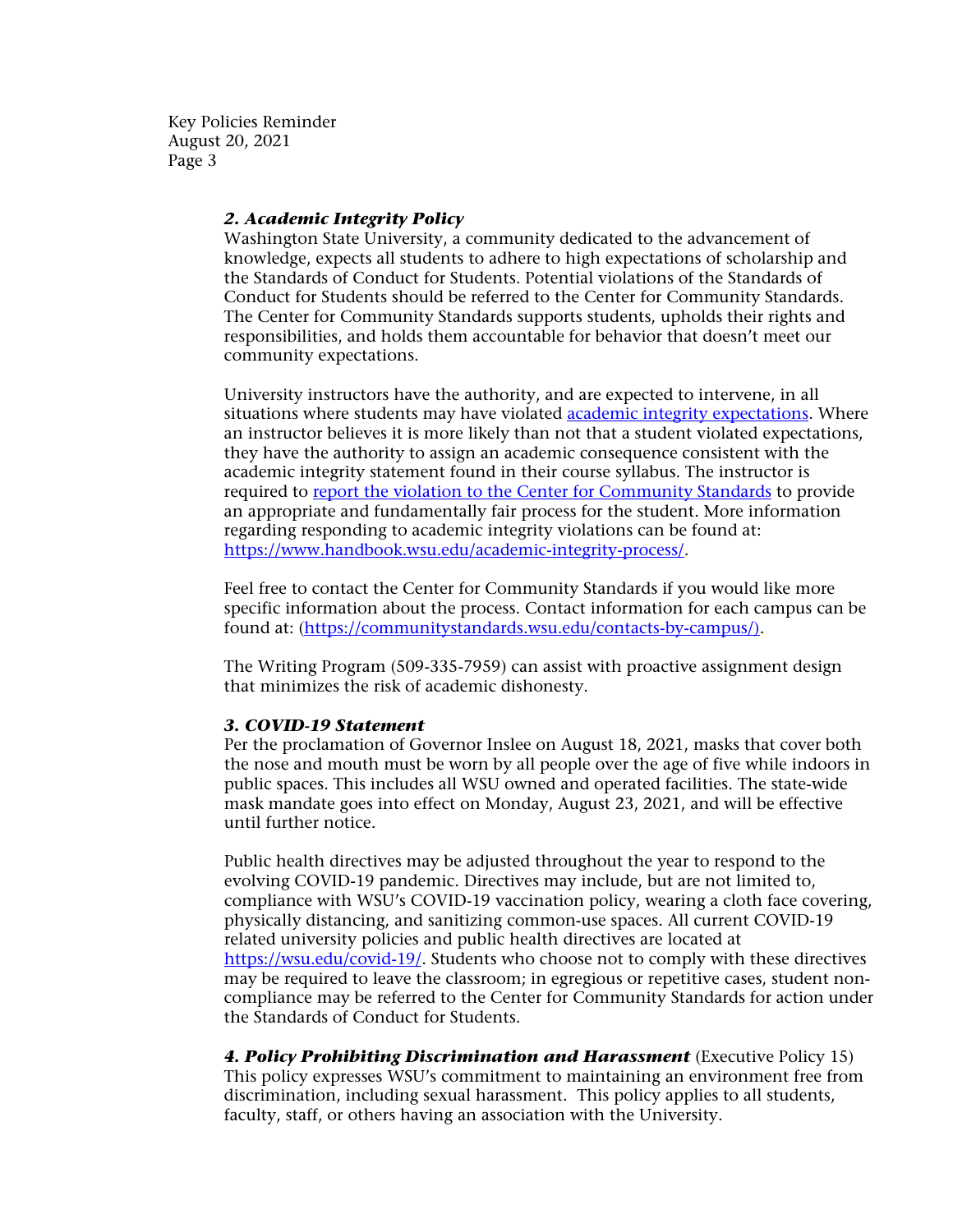### *2. Academic Integrity Policy*

Washington State University, a community dedicated to the advancement of knowledge, expects all students to adhere to high expectations of scholarship and the Standards of Conduct for Students. Potential violations of the Standards of Conduct for Students should be referred to the Center for Community Standards. The Center for Community Standards supports students, upholds their rights and responsibilities, and holds them accountable for behavior that doesn't meet our community expectations.

University instructors have the authority, and are expected to intervene, in all situations where students may have violated academic integrity expectations. Where an instructor believes it is more likely than not that a student violated expectations, they have the authority to assign an academic consequence consistent with the academic integrity statement found in their course syllabus. The instructor is required to report the violation to the Center for Community Standards to provide an appropriate and fundamentally fair process for the student. More information regarding responding to academic integrity violations can be found at: https://www.handbook.wsu.edu/academic-integrity-process/.

Feel free to contact the Center for Community Standards if you would like more specific information about the process. Contact information for each campus can be found at: (https://communitystandards.wsu.edu/contacts-by-campus/).

The Writing Program (509-335-7959) can assist with proactive assignment design that minimizes the risk of academic dishonesty.

### *3. COVID-19 Statement*

Per the proclamation of Governor Inslee on August 18, 2021, masks that cover both the nose and mouth must be worn by all people over the age of five while indoors in public spaces. This includes all WSU owned and operated facilities. The state-wide mask mandate goes into effect on Monday, August 23, 2021, and will be effective until further notice.

Public health directives may be adjusted throughout the year to respond to the evolving COVID-19 pandemic. Directives may include, but are not limited to, compliance with WSU's COVID-19 vaccination policy, wearing a cloth face covering, physically distancing, and sanitizing common-use spaces. All current COVID-19 related university policies and public health directives are located at https://wsu.edu/covid-19/. Students who choose not to comply with these directives may be required to leave the classroom; in egregious or repetitive cases, student non-compliance may be referred to the Center for Community Standards for action under the Standards of Conduct for Students.

### *4. Policy Prohibiting Discrimination and Harassment* (Executive Policy 15)

This policy expresses WSU's commitment to maintaining an environment free from discrimination, including sexual harassment. This policy applies to all students, faculty, staff, or others having an association with the University.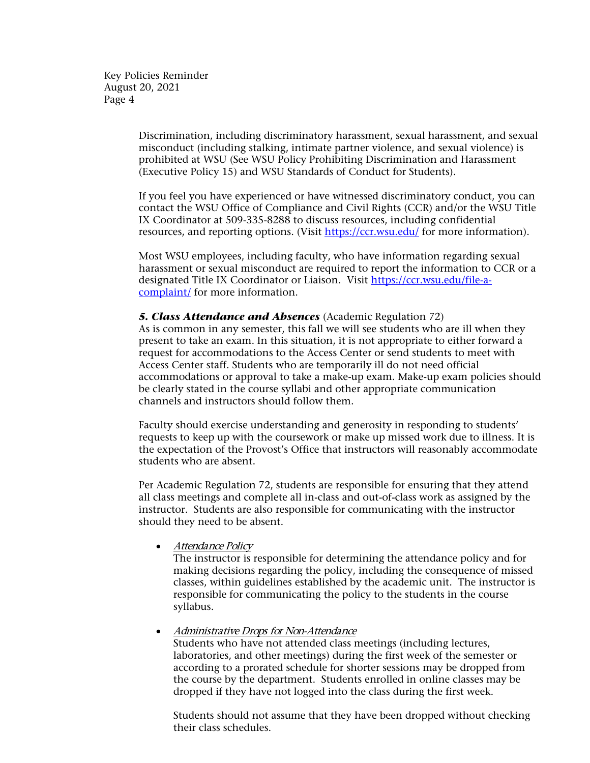Discrimination, including discriminatory harassment, sexual harassment, and sexual misconduct (including stalking, intimate partner violence, and sexual violence) is prohibited at WSU (See WSU Policy Prohibiting Discrimination and Harassment (Executive Policy 15) and WSU Standards of Conduct for Students).

If you feel you have experienced or have witnessed discriminatory conduct, you can contact the WSU Office of Compliance and Civil Rights (CCR) and/or the WSU Title IX Coordinator at 509-335-8288 to discuss resources, including confidential resources, and reporting options. (Visit https://ccr.wsu.edu/ for more information).

Most WSU employees, including faculty, who have information regarding sexual harassment or sexual misconduct are required to report the information to CCR or a designated Title IX Coordinator or Liaison. Visit https://ccr.wsu.edu/file-a-complaint/ for more information.

***5. Class Attendance and Absences*** (Academic Regulation 72)

As is common in any semester, this fall we will see students who are ill when they present to take an exam. In this situation, it is not appropriate to either forward a request for accommodations to the Access Center or send students to meet with Access Center staff. Students who are temporarily ill do not need official accommodations or approval to take a make-up exam. Make-up exam policies should be clearly stated in the course syllabi and other appropriate communication channels and instructors should follow them.

Faculty should exercise understanding and generosity in responding to students' requests to keep up with the coursework or make up missed work due to illness. It is the expectation of the Provost's Office that instructors will reasonably accommodate students who are absent.

Per Academic Regulation 72, students are responsible for ensuring that they attend all class meetings and complete all in-class and out-of-class work as assigned by the instructor. Students are also responsible for communicating with the instructor should they need to be absent.

- *Attendance Policy*

  The instructor is responsible for determining the attendance policy and for making decisions regarding the policy, including the consequence of missed classes, within guidelines established by the academic unit. The instructor is responsible for communicating the policy to the students in the course syllabus.

- *Administrative Drops for Non-Attendance*

  Students who have not attended class meetings (including lectures, laboratories, and other meetings) during the first week of the semester or according to a prorated schedule for shorter sessions may be dropped from the course by the department. Students enrolled in online classes may be dropped if they have not logged into the class during the first week.

  Students should not assume that they have been dropped without checking their class schedules.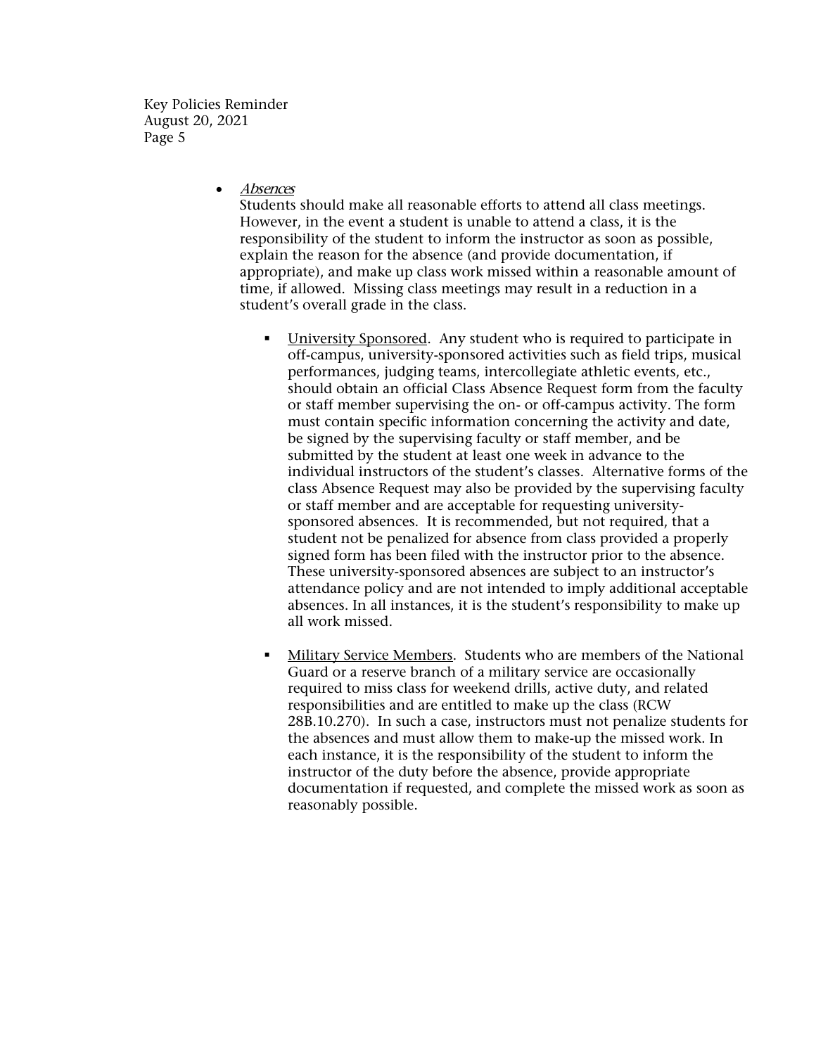- *Absences*

  Students should make all reasonable efforts to attend all class meetings. However, in the event a student is unable to attend a class, it is the responsibility of the student to inform the instructor as soon as possible, explain the reason for the absence (and provide documentation, if appropriate), and make up class work missed within a reasonable amount of time, if allowed. Missing class meetings may result in a reduction in a student's overall grade in the class.

  - University Sponsored. Any student who is required to participate in off-campus, university-sponsored activities such as field trips, musical performances, judging teams, intercollegiate athletic events, etc., should obtain an official Class Absence Request form from the faculty or staff member supervising the on- or off-campus activity. The form must contain specific information concerning the activity and date, be signed by the supervising faculty or staff member, and be submitted by the student at least one week in advance to the individual instructors of the student's classes. Alternative forms of the class Absence Request may also be provided by the supervising faculty or staff member and are acceptable for requesting university-sponsored absences. It is recommended, but not required, that a student not be penalized for absence from class provided a properly signed form has been filed with the instructor prior to the absence. These university-sponsored absences are subject to an instructor's attendance policy and are not intended to imply additional acceptable absences. In all instances, it is the student's responsibility to make up all work missed.

  - Military Service Members. Students who are members of the National Guard or a reserve branch of a military service are occasionally required to miss class for weekend drills, active duty, and related responsibilities and are entitled to make up the class (RCW 28B.10.270). In such a case, instructors must not penalize students for the absences and must allow them to make-up the missed work. In each instance, it is the responsibility of the student to inform the instructor of the duty before the absence, provide appropriate documentation if requested, and complete the missed work as soon as reasonably possible.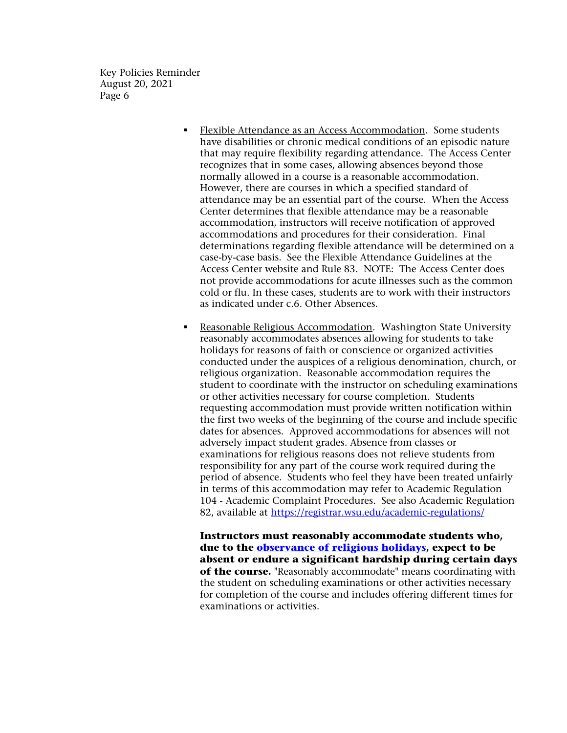- Flexible Attendance as an Access Accommodation. Some students have disabilities or chronic medical conditions of an episodic nature that may require flexibility regarding attendance. The Access Center recognizes that in some cases, allowing absences beyond those normally allowed in a course is a reasonable accommodation. However, there are courses in which a specified standard of attendance may be an essential part of the course. When the Access Center determines that flexible attendance may be a reasonable accommodation, instructors will receive notification of approved accommodations and procedures for their consideration. Final determinations regarding flexible attendance will be determined on a case-by-case basis. See the Flexible Attendance Guidelines at the Access Center website and Rule 83. NOTE: The Access Center does not provide accommodations for acute illnesses such as the common cold or flu. In these cases, students are to work with their instructors as indicated under c.6. Other Absences.

- Reasonable Religious Accommodation. Washington State University reasonably accommodates absences allowing for students to take holidays for reasons of faith or conscience or organized activities conducted under the auspices of a religious denomination, church, or religious organization. Reasonable accommodation requires the student to coordinate with the instructor on scheduling examinations or other activities necessary for course completion. Students requesting accommodation must provide written notification within the first two weeks of the beginning of the course and include specific dates for absences. Approved accommodations for absences will not adversely impact student grades. Absence from classes or examinations for religious reasons does not relieve students from responsibility for any part of the course work required during the period of absence. Students who feel they have been treated unfairly in terms of this accommodation may refer to Academic Regulation 104 - Academic Complaint Procedures. See also Academic Regulation 82, available at https://registrar.wsu.edu/academic-regulations/

  **Instructors must reasonably accommodate students who, due to the observance of religious holidays, expect to be absent or endure a significant hardship during certain days of the course.** "Reasonably accommodate" means coordinating with the student on scheduling examinations or other activities necessary for completion of the course and includes offering different times for examinations or activities.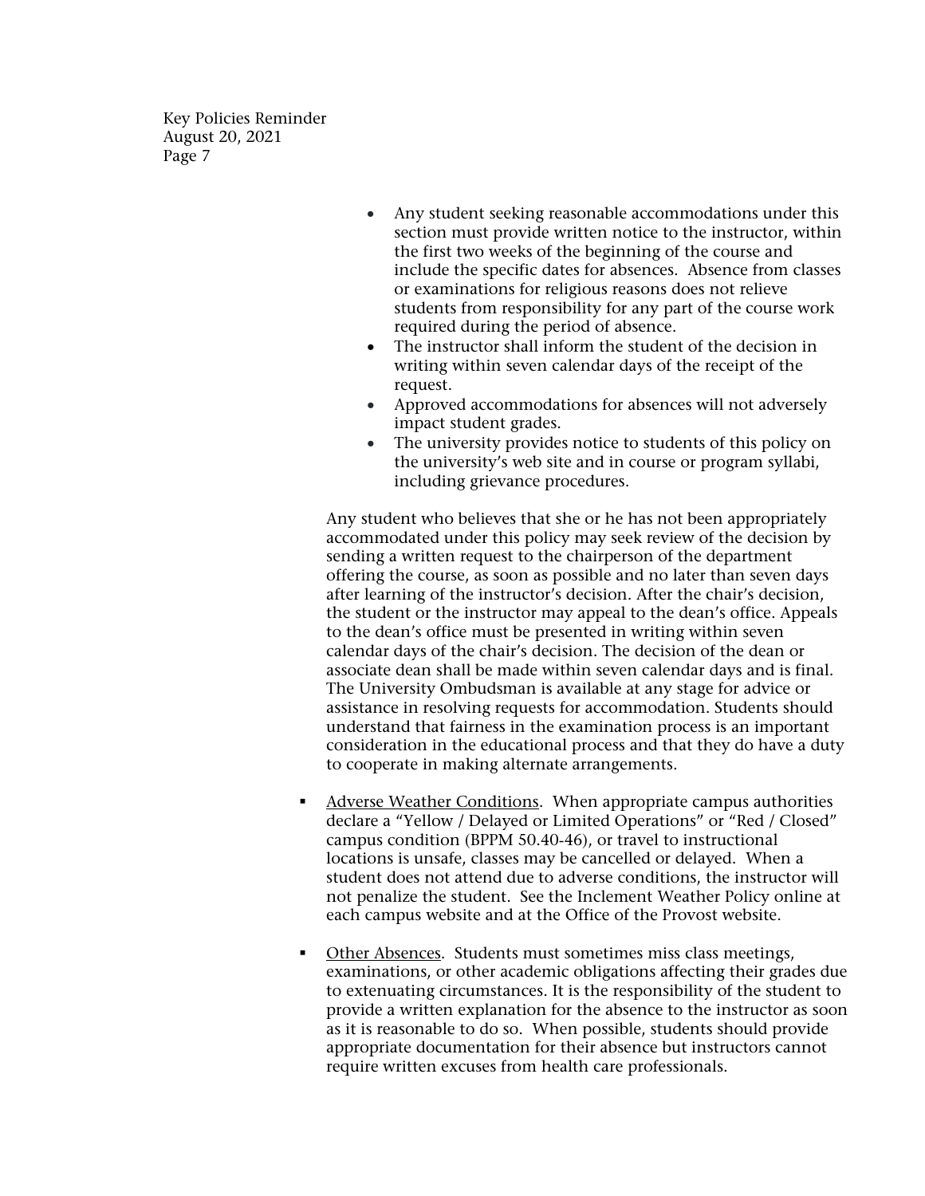- Any student seeking reasonable accommodations under this section must provide written notice to the instructor, within the first two weeks of the beginning of the course and include the specific dates for absences. Absence from classes or examinations for religious reasons does not relieve students from responsibility for any part of the course work required during the period of absence.
- The instructor shall inform the student of the decision in writing within seven calendar days of the receipt of the request.
- Approved accommodations for absences will not adversely impact student grades.
- The university provides notice to students of this policy on the university's web site and in course or program syllabi, including grievance procedures.

Any student who believes that she or he has not been appropriately accommodated under this policy may seek review of the decision by sending a written request to the chairperson of the department offering the course, as soon as possible and no later than seven days after learning of the instructor's decision. After the chair's decision, the student or the instructor may appeal to the dean's office. Appeals to the dean's office must be presented in writing within seven calendar days of the chair's decision. The decision of the dean or associate dean shall be made within seven calendar days and is final. The University Ombudsman is available at any stage for advice or assistance in resolving requests for accommodation. Students should understand that fairness in the examination process is an important consideration in the educational process and that they do have a duty to cooperate in making alternate arrangements.

- <u>Adverse Weather Conditions</u>. When appropriate campus authorities declare a "Yellow / Delayed or Limited Operations" or "Red / Closed" campus condition (BPPM 50.40-46), or travel to instructional locations is unsafe, classes may be cancelled or delayed. When a student does not attend due to adverse conditions, the instructor will not penalize the student. See the Inclement Weather Policy online at each campus website and at the Office of the Provost website.

- <u>Other Absences</u>. Students must sometimes miss class meetings, examinations, or other academic obligations affecting their grades due to extenuating circumstances. It is the responsibility of the student to provide a written explanation for the absence to the instructor as soon as it is reasonable to do so. When possible, students should provide appropriate documentation for their absence but instructors cannot require written excuses from health care professionals.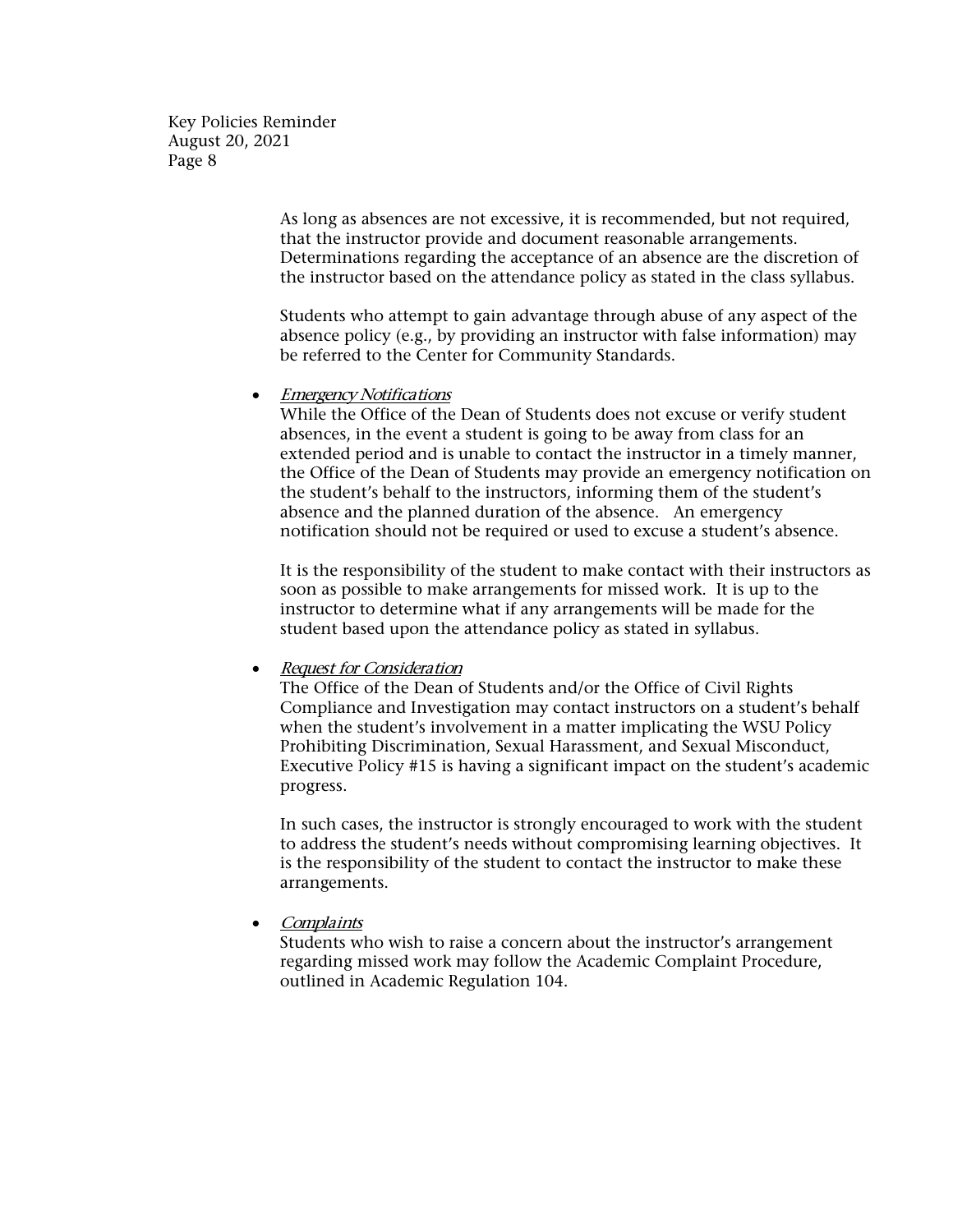As long as absences are not excessive, it is recommended, but not required, that the instructor provide and document reasonable arrangements. Determinations regarding the acceptance of an absence are the discretion of the instructor based on the attendance policy as stated in the class syllabus.

Students who attempt to gain advantage through abuse of any aspect of the absence policy (e.g., by providing an instructor with false information) may be referred to the Center for Community Standards.

- *Emergency Notifications*
  While the Office of the Dean of Students does not excuse or verify student absences, in the event a student is going to be away from class for an extended period and is unable to contact the instructor in a timely manner, the Office of the Dean of Students may provide an emergency notification on the student's behalf to the instructors, informing them of the student's absence and the planned duration of the absence. An emergency notification should not be required or used to excuse a student's absence.

  It is the responsibility of the student to make contact with their instructors as soon as possible to make arrangements for missed work. It is up to the instructor to determine what if any arrangements will be made for the student based upon the attendance policy as stated in syllabus.

- *Request for Consideration*
  The Office of the Dean of Students and/or the Office of Civil Rights Compliance and Investigation may contact instructors on a student's behalf when the student's involvement in a matter implicating the WSU Policy Prohibiting Discrimination, Sexual Harassment, and Sexual Misconduct, Executive Policy #15 is having a significant impact on the student's academic progress.

  In such cases, the instructor is strongly encouraged to work with the student to address the student's needs without compromising learning objectives. It is the responsibility of the student to contact the instructor to make these arrangements.

- *Complaints*
  Students who wish to raise a concern about the instructor's arrangement regarding missed work may follow the Academic Complaint Procedure, outlined in Academic Regulation 104.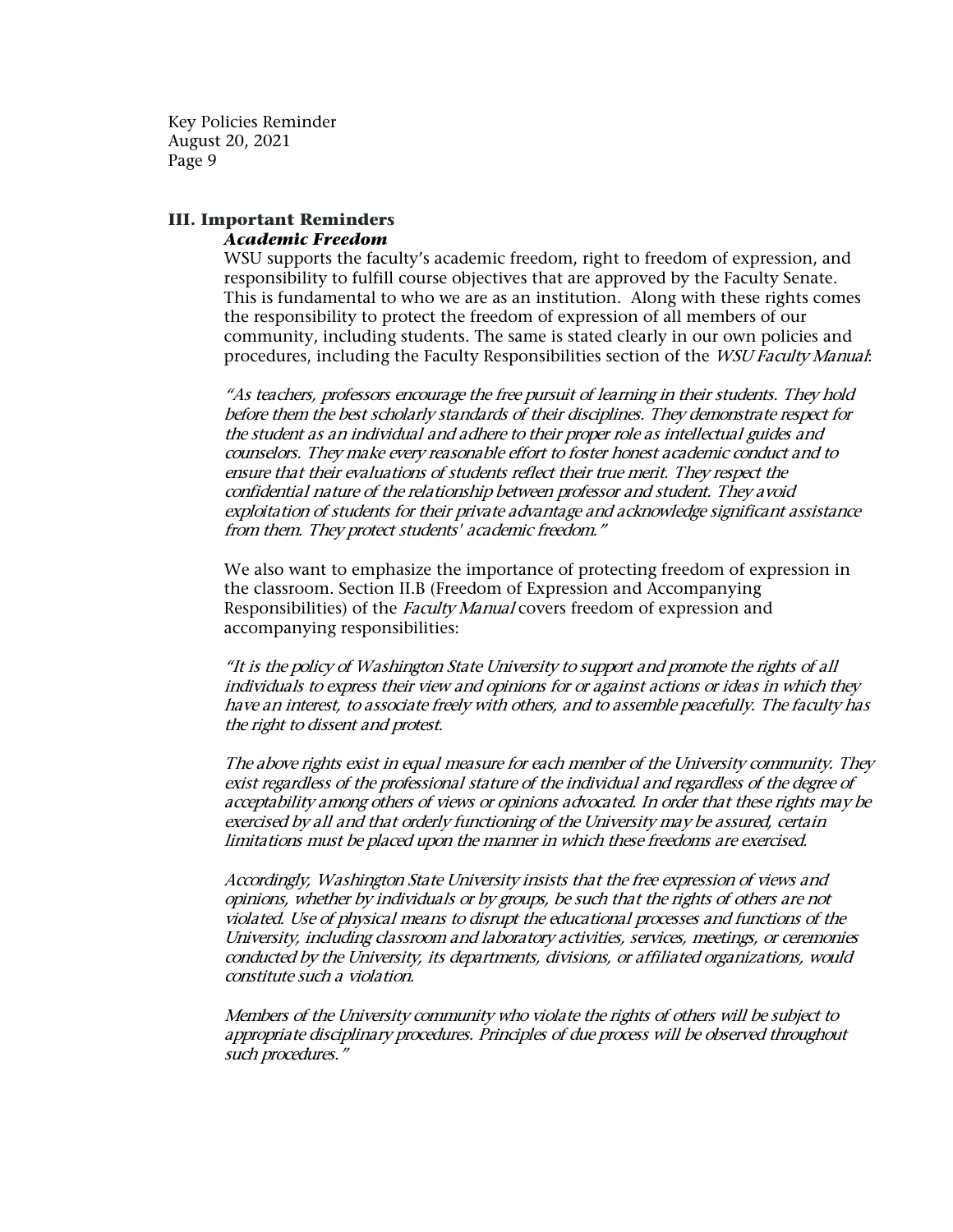## III. Important Reminders

### *Academic Freedom*

WSU supports the faculty's academic freedom, right to freedom of expression, and responsibility to fulfill course objectives that are approved by the Faculty Senate. This is fundamental to who we are as an institution. Along with these rights comes the responsibility to protect the freedom of expression of all members of our community, including students. The same is stated clearly in our own policies and procedures, including the Faculty Responsibilities section of the *WSU Faculty Manual*:

*"As teachers, professors encourage the free pursuit of learning in their students. They hold before them the best scholarly standards of their disciplines. They demonstrate respect for the student as an individual and adhere to their proper role as intellectual guides and counselors. They make every reasonable effort to foster honest academic conduct and to ensure that their evaluations of students reflect their true merit. They respect the confidential nature of the relationship between professor and student. They avoid exploitation of students for their private advantage and acknowledge significant assistance from them. They protect students' academic freedom."*

We also want to emphasize the importance of protecting freedom of expression in the classroom. Section II.B (Freedom of Expression and Accompanying Responsibilities) of the *Faculty Manual* covers freedom of expression and accompanying responsibilities:

*"It is the policy of Washington State University to support and promote the rights of all individuals to express their view and opinions for or against actions or ideas in which they have an interest, to associate freely with others, and to assemble peacefully. The faculty has the right to dissent and protest.*

*The above rights exist in equal measure for each member of the University community. They exist regardless of the professional stature of the individual and regardless of the degree of acceptability among others of views or opinions advocated. In order that these rights may be exercised by all and that orderly functioning of the University may be assured, certain limitations must be placed upon the manner in which these freedoms are exercised.*

*Accordingly, Washington State University insists that the free expression of views and opinions, whether by individuals or by groups, be such that the rights of others are not violated. Use of physical means to disrupt the educational processes and functions of the University, including classroom and laboratory activities, services, meetings, or ceremonies conducted by the University, its departments, divisions, or affiliated organizations, would constitute such a violation.*

*Members of the University community who violate the rights of others will be subject to appropriate disciplinary procedures. Principles of due process will be observed throughout such procedures."*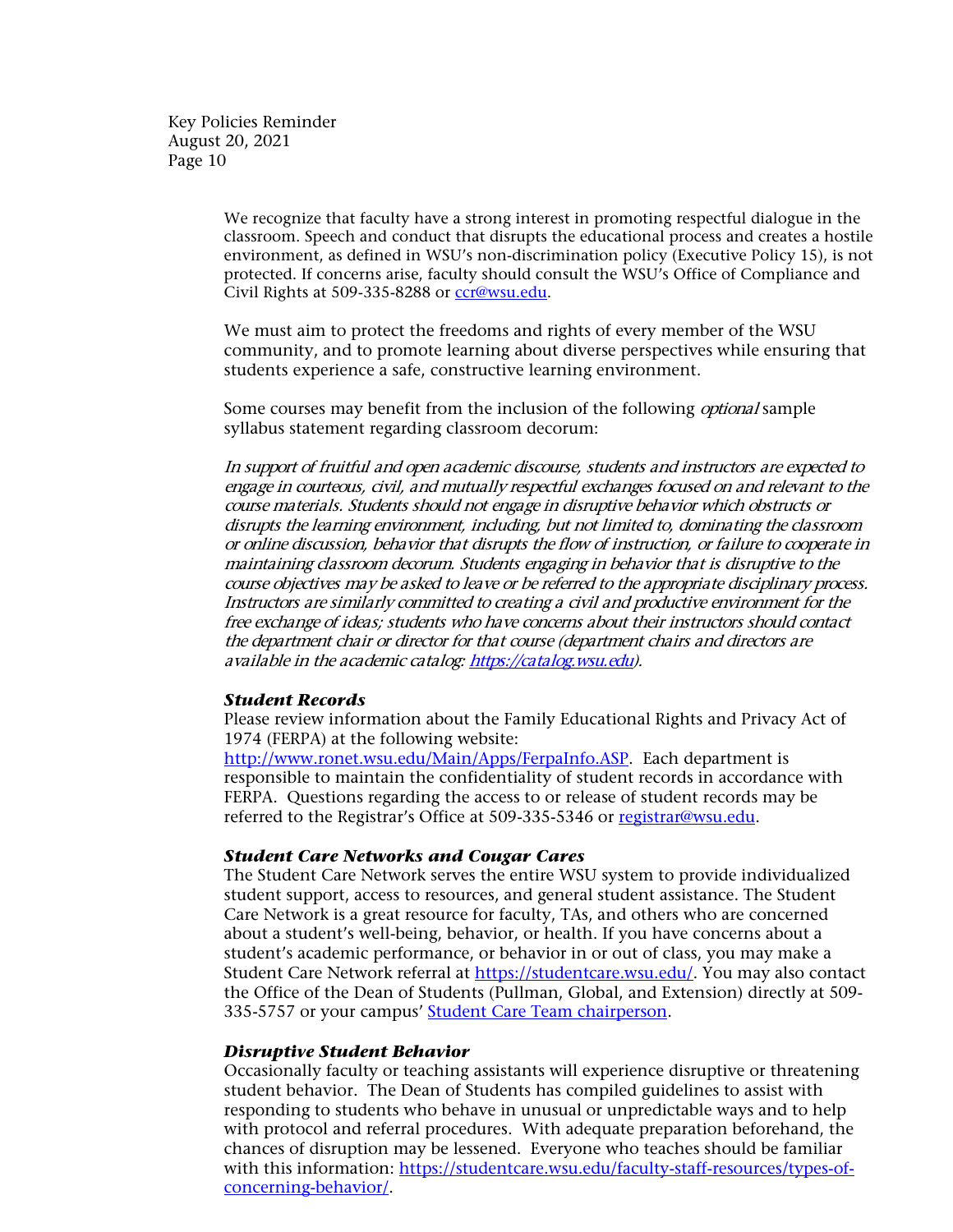We recognize that faculty have a strong interest in promoting respectful dialogue in the classroom. Speech and conduct that disrupts the educational process and creates a hostile environment, as defined in WSU's non-discrimination policy (Executive Policy 15), is not protected. If concerns arise, faculty should consult the WSU's Office of Compliance and Civil Rights at 509-335-8288 or ccr@wsu.edu.

We must aim to protect the freedoms and rights of every member of the WSU community, and to promote learning about diverse perspectives while ensuring that students experience a safe, constructive learning environment.

Some courses may benefit from the inclusion of the following *optional* sample syllabus statement regarding classroom decorum:

*In support of fruitful and open academic discourse, students and instructors are expected to engage in courteous, civil, and mutually respectful exchanges focused on and relevant to the course materials. Students should not engage in disruptive behavior which obstructs or disrupts the learning environment, including, but not limited to, dominating the classroom or online discussion, behavior that disrupts the flow of instruction, or failure to cooperate in maintaining classroom decorum. Students engaging in behavior that is disruptive to the course objectives may be asked to leave or be referred to the appropriate disciplinary process. Instructors are similarly committed to creating a civil and productive environment for the free exchange of ideas; students who have concerns about their instructors should contact the department chair or director for that course (department chairs and directors are available in the academic catalog: https://catalog.wsu.edu).*

### *Student Records*

Please review information about the Family Educational Rights and Privacy Act of 1974 (FERPA) at the following website: http://www.ronet.wsu.edu/Main/Apps/FerpaInfo.ASP. Each department is responsible to maintain the confidentiality of student records in accordance with FERPA. Questions regarding the access to or release of student records may be referred to the Registrar's Office at 509-335-5346 or registrar@wsu.edu.

### *Student Care Networks and Cougar Cares*

The Student Care Network serves the entire WSU system to provide individualized student support, access to resources, and general student assistance. The Student Care Network is a great resource for faculty, TAs, and others who are concerned about a student's well-being, behavior, or health. If you have concerns about a student's academic performance, or behavior in or out of class, you may make a Student Care Network referral at https://studentcare.wsu.edu/. You may also contact the Office of the Dean of Students (Pullman, Global, and Extension) directly at 509-335-5757 or your campus' Student Care Team chairperson.

### *Disruptive Student Behavior*

Occasionally faculty or teaching assistants will experience disruptive or threatening student behavior. The Dean of Students has compiled guidelines to assist with responding to students who behave in unusual or unpredictable ways and to help with protocol and referral procedures. With adequate preparation beforehand, the chances of disruption may be lessened. Everyone who teaches should be familiar with this information: https://studentcare.wsu.edu/faculty-staff-resources/types-of-concerning-behavior/.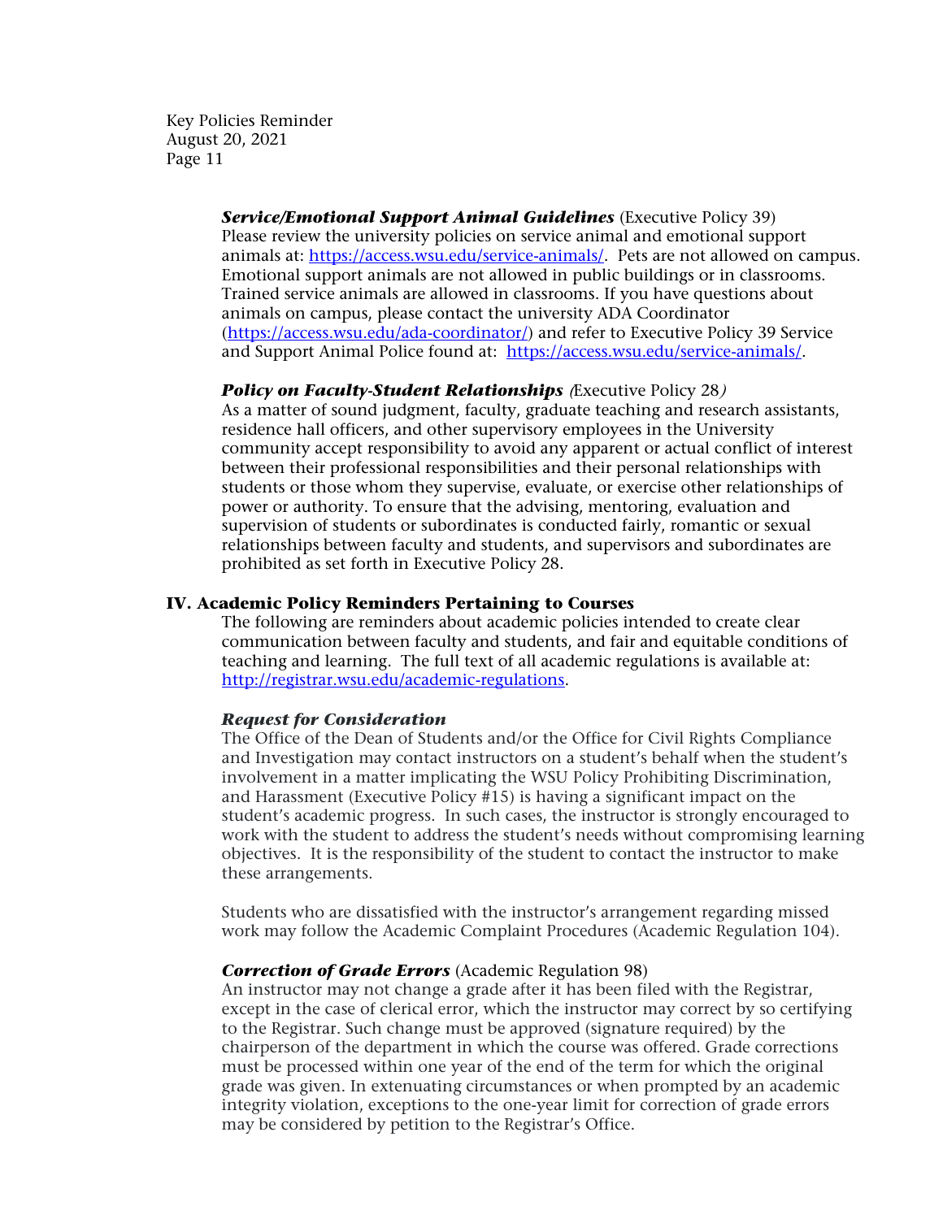***Service/Emotional Support Animal Guidelines*** (Executive Policy 39)
Please review the university policies on service animal and emotional support animals at: https://access.wsu.edu/service-animals/. Pets are not allowed on campus. Emotional support animals are not allowed in public buildings or in classrooms. Trained service animals are allowed in classrooms. If you have questions about animals on campus, please contact the university ADA Coordinator (https://access.wsu.edu/ada-coordinator/) and refer to Executive Policy 39 Service and Support Animal Police found at: https://access.wsu.edu/service-animals/.

***Policy on Faculty-Student Relationships*** *(*Executive Policy 28*)*
As a matter of sound judgment, faculty, graduate teaching and research assistants, residence hall officers, and other supervisory employees in the University community accept responsibility to avoid any apparent or actual conflict of interest between their professional responsibilities and their personal relationships with students or those whom they supervise, evaluate, or exercise other relationships of power or authority. To ensure that the advising, mentoring, evaluation and supervision of students or subordinates is conducted fairly, romantic or sexual relationships between faculty and students, and supervisors and subordinates are prohibited as set forth in Executive Policy 28.

## IV. Academic Policy Reminders Pertaining to Courses

The following are reminders about academic policies intended to create clear communication between faculty and students, and fair and equitable conditions of teaching and learning. The full text of all academic regulations is available at: http://registrar.wsu.edu/academic-regulations.

***Request for Consideration***
The Office of the Dean of Students and/or the Office for Civil Rights Compliance and Investigation may contact instructors on a student's behalf when the student's involvement in a matter implicating the WSU Policy Prohibiting Discrimination, and Harassment (Executive Policy #15) is having a significant impact on the student's academic progress. In such cases, the instructor is strongly encouraged to work with the student to address the student's needs without compromising learning objectives. It is the responsibility of the student to contact the instructor to make these arrangements.

Students who are dissatisfied with the instructor's arrangement regarding missed work may follow the Academic Complaint Procedures (Academic Regulation 104).

***Correction of Grade Errors*** (Academic Regulation 98)
An instructor may not change a grade after it has been filed with the Registrar, except in the case of clerical error, which the instructor may correct by so certifying to the Registrar. Such change must be approved (signature required) by the chairperson of the department in which the course was offered. Grade corrections must be processed within one year of the end of the term for which the original grade was given. In extenuating circumstances or when prompted by an academic integrity violation, exceptions to the one-year limit for correction of grade errors may be considered by petition to the Registrar's Office.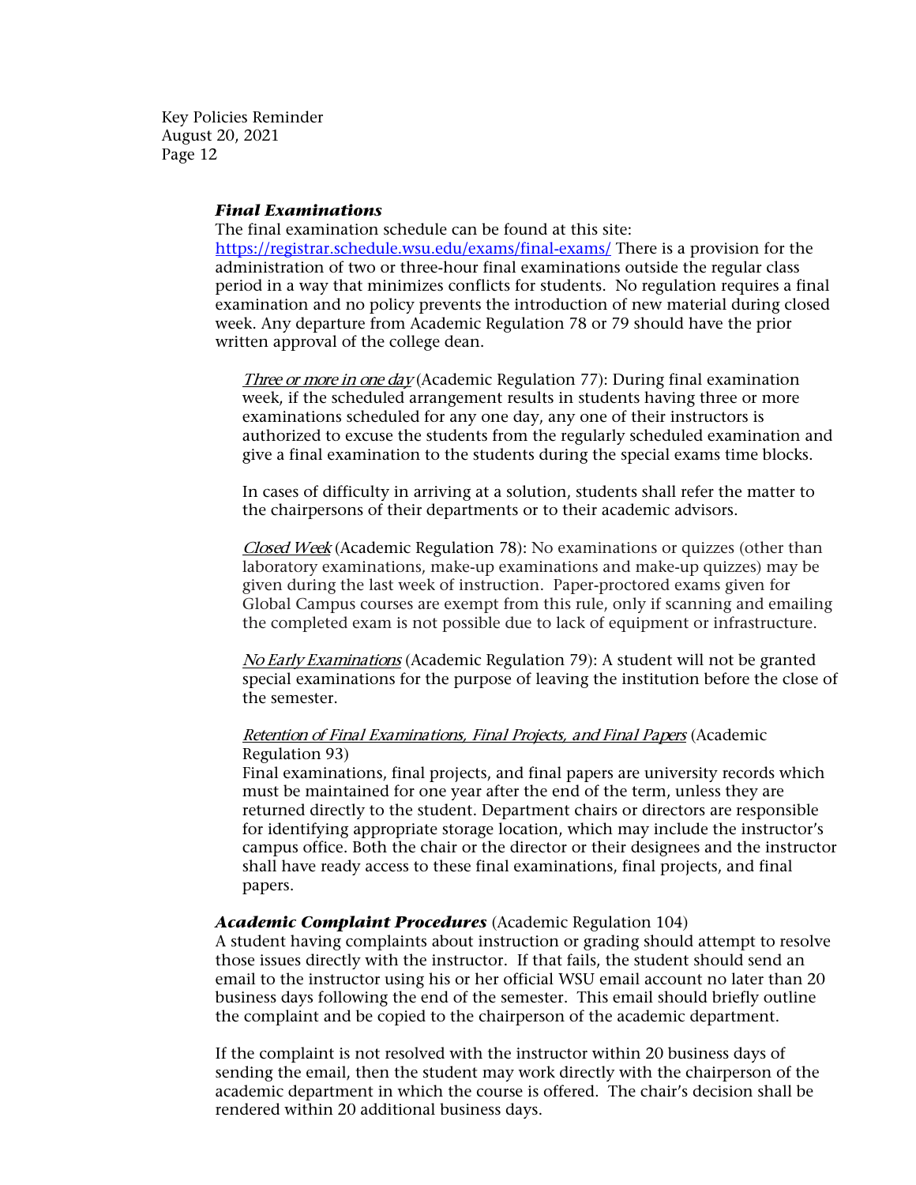### ***Final Examinations***

The final examination schedule can be found at this site: https://registrar.schedule.wsu.edu/exams/final-exams/ There is a provision for the administration of two or three-hour final examinations outside the regular class period in a way that minimizes conflicts for students. No regulation requires a final examination and no policy prevents the introduction of new material during closed week. Any departure from Academic Regulation 78 or 79 should have the prior written approval of the college dean.

*Three or more in one day* (Academic Regulation 77): During final examination week, if the scheduled arrangement results in students having three or more examinations scheduled for any one day, any one of their instructors is authorized to excuse the students from the regularly scheduled examination and give a final examination to the students during the special exams time blocks.

In cases of difficulty in arriving at a solution, students shall refer the matter to the chairpersons of their departments or to their academic advisors.

*Closed Week* (Academic Regulation 78): No examinations or quizzes (other than laboratory examinations, make-up examinations and make-up quizzes) may be given during the last week of instruction. Paper-proctored exams given for Global Campus courses are exempt from this rule, only if scanning and emailing the completed exam is not possible due to lack of equipment or infrastructure.

*No Early Examinations* (Academic Regulation 79): A student will not be granted special examinations for the purpose of leaving the institution before the close of the semester.

*Retention of Final Examinations, Final Projects, and Final Papers* (Academic Regulation 93)

Final examinations, final projects, and final papers are university records which must be maintained for one year after the end of the term, unless they are returned directly to the student. Department chairs or directors are responsible for identifying appropriate storage location, which may include the instructor's campus office. Both the chair or the director or their designees and the instructor shall have ready access to these final examinations, final projects, and final papers.

### ***Academic Complaint Procedures*** (Academic Regulation 104)

A student having complaints about instruction or grading should attempt to resolve those issues directly with the instructor. If that fails, the student should send an email to the instructor using his or her official WSU email account no later than 20 business days following the end of the semester. This email should briefly outline the complaint and be copied to the chairperson of the academic department.

If the complaint is not resolved with the instructor within 20 business days of sending the email, then the student may work directly with the chairperson of the academic department in which the course is offered. The chair's decision shall be rendered within 20 additional business days.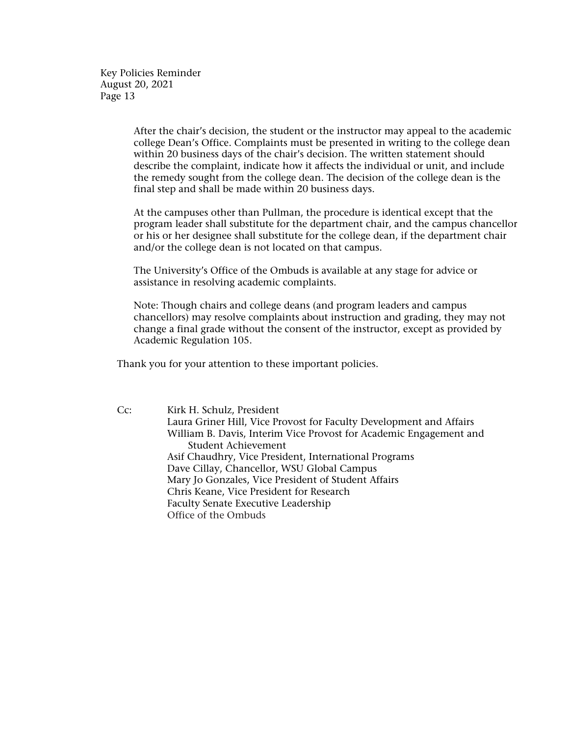After the chair's decision, the student or the instructor may appeal to the academic college Dean's Office. Complaints must be presented in writing to the college dean within 20 business days of the chair's decision. The written statement should describe the complaint, indicate how it affects the individual or unit, and include the remedy sought from the college dean. The decision of the college dean is the final step and shall be made within 20 business days.

At the campuses other than Pullman, the procedure is identical except that the program leader shall substitute for the department chair, and the campus chancellor or his or her designee shall substitute for the college dean, if the department chair and/or the college dean is not located on that campus.

The University's Office of the Ombuds is available at any stage for advice or assistance in resolving academic complaints.

Note: Though chairs and college deans (and program leaders and campus chancellors) may resolve complaints about instruction and grading, they may not change a final grade without the consent of the instructor, except as provided by Academic Regulation 105.

Thank you for your attention to these important policies.

Cc: Kirk H. Schulz, President
Laura Griner Hill, Vice Provost for Faculty Development and Affairs
William B. Davis, Interim Vice Provost for Academic Engagement and Student Achievement
Asif Chaudhry, Vice President, International Programs
Dave Cillay, Chancellor, WSU Global Campus
Mary Jo Gonzales, Vice President of Student Affairs
Chris Keane, Vice President for Research
Faculty Senate Executive Leadership
Office of the Ombuds